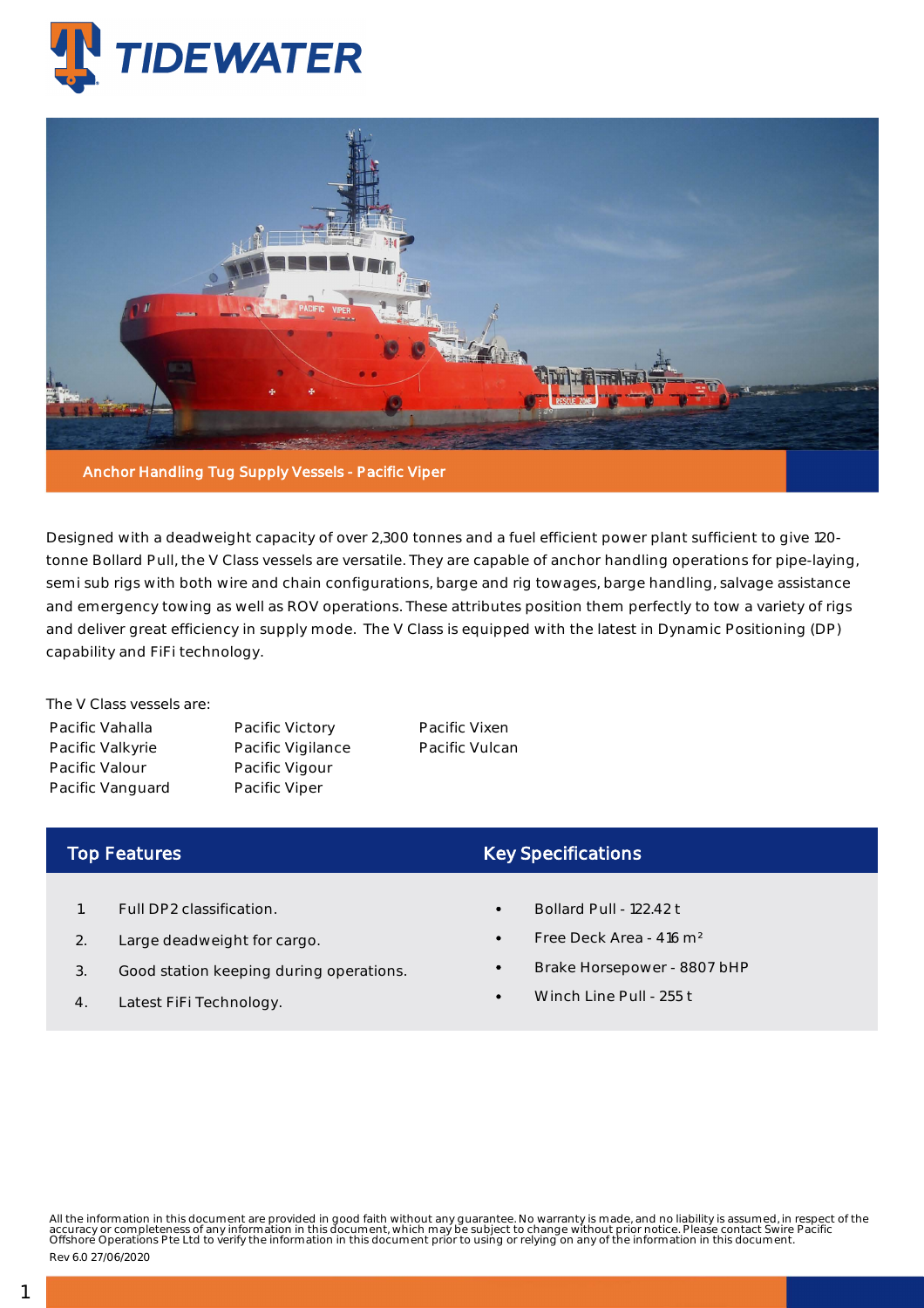TIDEWATER

Anchor Handling Tug Supply Vessels - Pacific Viper

Designed with a deadweight capacity of over 2,300 tonnes and a fuel efficient power plant sufficient to give 120-tonne Bollard Pull, the V Class vessels are versatile. They are capable of anchor handling operations for pipe-laying, semi sub rigs with both wire and chain configurations, barge and rig towages, barge handling, salvage assistance and emergency towing as well as ROV operations. These attributes position them perfectly to tow a variety of rigs and deliver great efficiency in supply mode. The V Class is equipped with the latest in Dynamic Positioning (DP) capability and FiFi technology.

The V Class vessels are:

- Pacific Vahalla
- Pacific Valkyrie
- Pacific Valour
- Pacific Vanguard
- Pacific Victory
- Pacific Vigilance
- Pacific Vigour
- Pacific Viper
- Pacific Vixen
- Pacific Vulcan

## Top Features

1. Full DP2 classification.
2. Large deadweight for cargo.
3. Good station keeping during operations.
4. Latest FiFi Technology.

## Key Specifications

- Bollard Pull - 122.42 t
- Free Deck Area - 416 m²
- Brake Horsepower - 8807 bHP
- Winch Line Pull - 255 t

All the information in this document are provided in good faith without any guarantee. No warranty is made, and no liability is assumed, in respect of the accuracy or completeness of any information in this document, which may be subject to change without prior notice. Please contact Swire Pacific Offshore Operations Pte Ltd to verify the information in this document prior to using or relying on any of the information in this document.

Rev 6.0 27/06/2020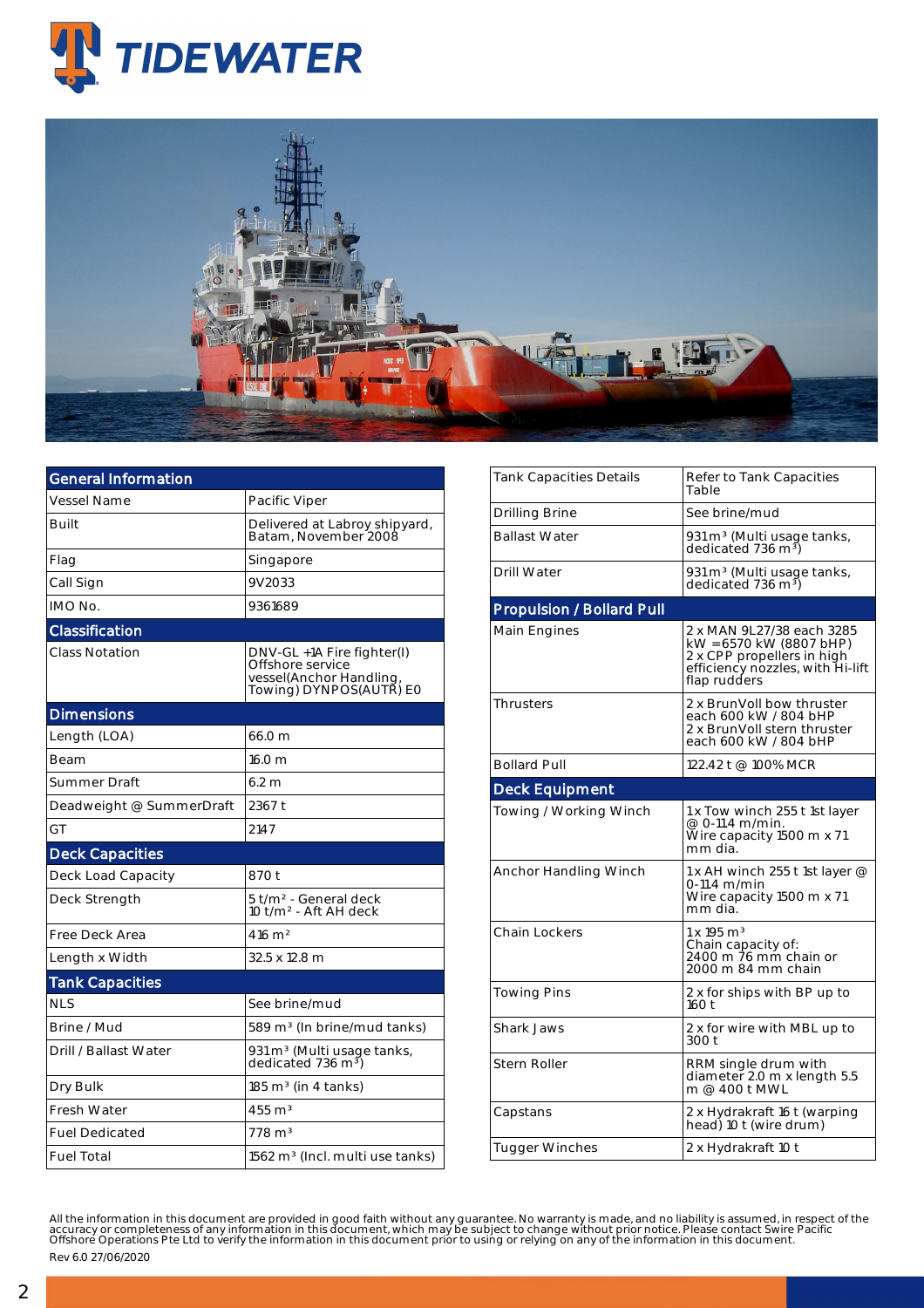| General Information | |
|---|---|
| Vessel Name | Pacific Viper |
| Built | Delivered at Labroy shipyard, Batam, November 2008 |
| Flag | Singapore |
| Call Sign | 9V2033 |
| IMO No. | 9361689 |
| **Classification** | |
| Class Notation | DNV-GL +1A Fire fighter(I) Offshore service vessel(Anchor Handling, Towing) DYNPOS(AUTR) E0 |
| **Dimensions** | |
| Length (LOA) | 66.0 m |
| Beam | 16.0 m |
| Summer Draft | 6.2 m |
| Deadweight @ SummerDraft | 2367 t |
| GT | 2147 |
| **Deck Capacities** | |
| Deck Load Capacity | 870 t |
| Deck Strength | 5 t/m² - General deck 10 t/m² - Aft AH deck |
| Free Deck Area | 416 m² |
| Length x Width | 32.5 x 12.8 m |
| **Tank Capacities** | |
| NLS | See brine/mud |
| Brine / Mud | 589 m³ (In brine/mud tanks) |
| Drill / Ballast Water | 931 m³ (Multi usage tanks, dedicated 736 m³) |
| Dry Bulk | 185 m³ (in 4 tanks) |
| Fresh Water | 455 m³ |
| Fuel Dedicated | 778 m³ |
| Fuel Total | 1562 m³ (Incl. multi use tanks) |

| Tank Capacities Details | Refer to Tank Capacities Table |
|---|---|
| Drilling Brine | See brine/mud |
| Ballast Water | 931 m³ (Multi usage tanks, dedicated 736 m³) |
| Drill Water | 931 m³ (Multi usage tanks, dedicated 736 m³) |
| **Propulsion / Bollard Pull** | |
| Main Engines | 2 x MAN 9L27/38 each 3285 kW =6570 kW (8807 bHP) 2 x CPP propellers in high efficiency nozzles, with Hi-lift flap rudders |
| Thrusters | 2 x BrunVoll bow thruster each 600 kW / 804 bHP 2 x BrunVoll stern thruster each 600 kW / 804 bHP |
| Bollard Pull | 122.42 t @ 100% MCR |
| **Deck Equipment** | |
| Towing / Working Winch | 1 x Tow winch 255 t 1st layer @ 0-11.4 m/min. Wire capacity 1500 m x 71 mm dia. |
| Anchor Handling Winch | 1 x AH winch 255 t 1st layer @ 0-11.4 m/min Wire capacity 1500 m x 71 mm dia. |
| Chain Lockers | 1 x 195 m³ Chain capacity of: 2400 m 76 mm chain or 2000 m 84 mm chain |
| Towing Pins | 2 x for ships with BP up to 160 t |
| Shark Jaws | 2 x for wire with MBL up to 300 t |
| Stern Roller | RRM single drum with diameter 2.0 m x length 5.5 m @ 400 t MWL |
| Capstans | 2 x Hydrakraft 16 t (warping head) 10 t (wire drum) |
| Tugger Winches | 2 x Hydrakraft 10 t |

All the information in this document are provided in good faith without any guarantee. No warranty is made, and no liability is assumed, in respect of the accuracy or completeness of any information in this document, which may be subject to change without prior notice. Please contact Swire Pacific Offshore Operations Pte Ltd to verify the information in this document prior to using or relying on any of the information in this document.

Rev 6.0 27/06/2020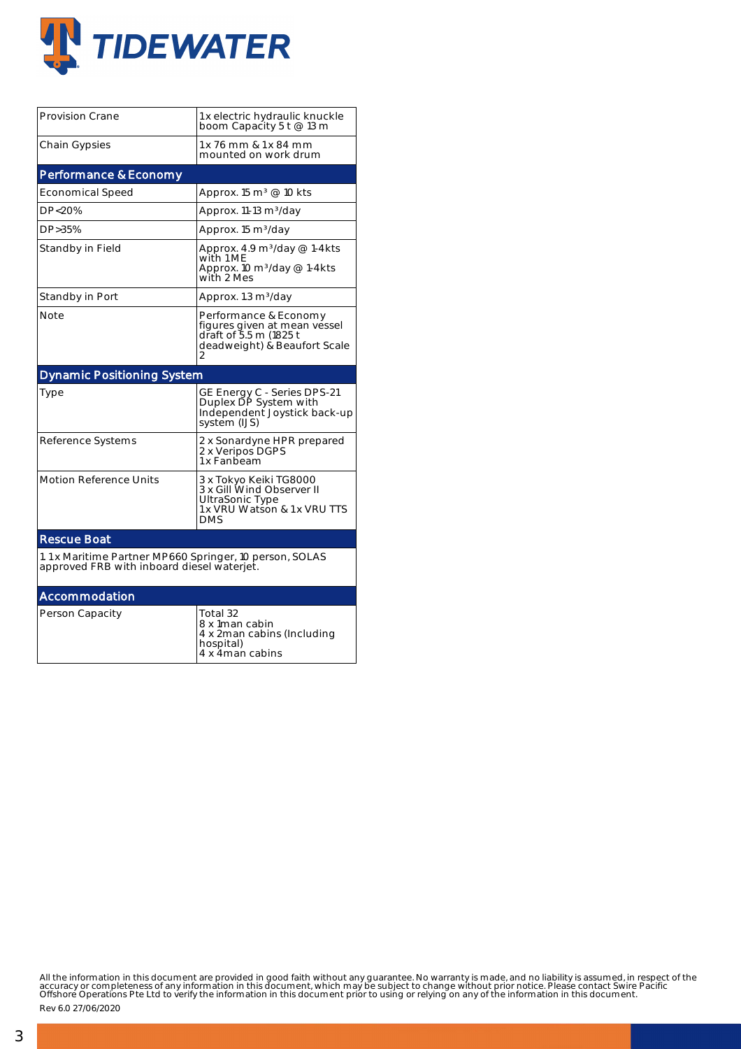| Provision Crane | 1x electric hydraulic knuckle boom Capacity 5 t @ 13 m |
| --- | --- |
| Chain Gypsies | 1x 76 mm & 1x 84 mm mounted on work drum |

## Performance & Economy

| Economical Speed | Approx. 15 m³ @ 10 kts |
| --- | --- |
| DP<20% | Approx. 11-13 m³/day |
| DP>35% | Approx. 15 m³/day |
| Standby in Field | Approx. 4.9 m³/day @ 1-4kts with 1 ME<br>Approx. 10 m³/day @ 1-4kts with 2 Mes |
| Standby in Port | Approx. 1.3 m³/day |
| Note | Performance & Economy figures given at mean vessel draft of 5.5 m (1825 t deadweight) & Beaufort Scale 2 |

## Dynamic Positioning System

| Type | GE Energy C - Series DPS-21 Duplex DP System with Independent Joystick back-up system (IJS) |
| --- | --- |
| Reference Systems | 2 x Sonardyne HPR prepared<br>2 x Veripos DGPS<br>1x Fanbeam |
| Motion Reference Units | 3 x Tokyo Keiki TG8000<br>3 x Gill Wind Observer II UltraSonic Type<br>1x VRU Watson & 1x VRU TTS DMS |

## Rescue Boat

1. 1x Maritime Partner MP660 Springer, 10 person, SOLAS approved FRB with inboard diesel waterjet.

## Accommodation

| Person Capacity | Total 32<br>8 x 1man cabin<br>4 x 2man cabins (Including hospital)<br>4 x 4man cabins |
| --- | --- |

All the information in this document are provided in good faith without any guarantee. No warranty is made, and no liability is assumed, in respect of the accuracy or completeness of any information in this document, which may be subject to change without prior notice. Please contact Swire Pacific Offshore Operations Pte Ltd to verify the information in this document prior to using or relying on any of the information in this document.

Rev 6.0 27/06/2020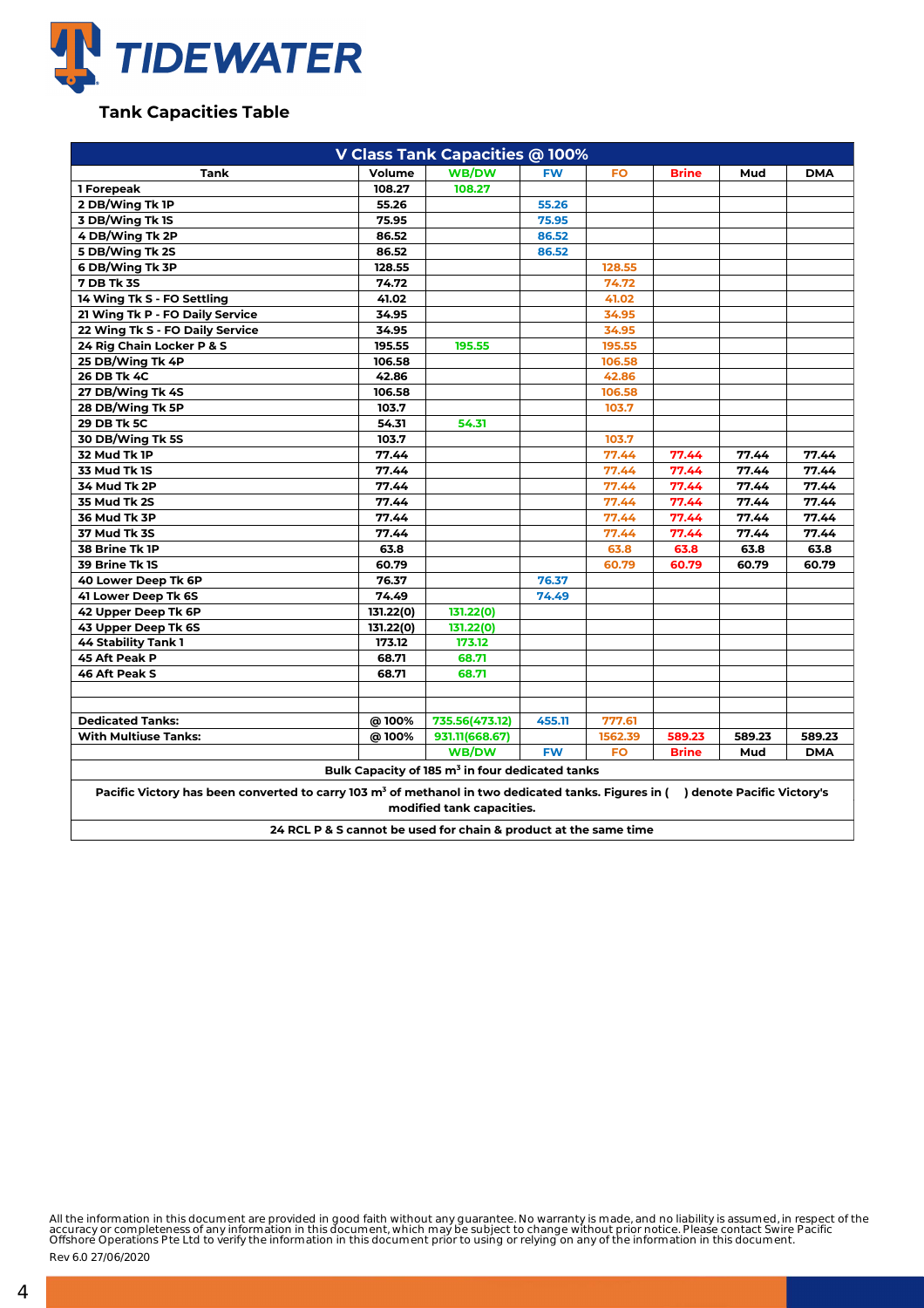# TIDEWATER

## Tank Capacities Table

| V Class Tank Capacities @ 100% | | | | | | | |
|---|---|---|---|---|---|---|---|
| **Tank** | **Volume** | **WB/DW** | **FW** | **FO** | **Brine** | **Mud** | **DMA** |
| 1 Forepeak | 108.27 | 108.27 | | | | | |
| 2 DB/Wing Tk 1P | 55.26 | | 55.26 | | | | |
| 3 DB/Wing Tk 1S | 75.95 | | 75.95 | | | | |
| 4 DB/Wing Tk 2P | 86.52 | | 86.52 | | | | |
| 5 DB/Wing Tk 2S | 86.52 | | 86.52 | | | | |
| 6 DB/Wing Tk 3P | 128.55 | | | 128.55 | | | |
| 7 DB Tk 3S | 74.72 | | | 74.72 | | | |
| 14 Wing Tk S - FO Settling | 41.02 | | | 41.02 | | | |
| 21 Wing Tk P - FO Daily Service | 34.95 | | | 34.95 | | | |
| 22 Wing Tk S - FO Daily Service | 34.95 | | | 34.95 | | | |
| 24 Rig Chain Locker P & S | 195.55 | 195.55 | | 195.55 | | | |
| 25 DB/Wing Tk 4P | 106.58 | | | 106.58 | | | |
| 26 DB Tk 4C | 42.86 | | | 42.86 | | | |
| 27 DB/Wing Tk 4S | 106.58 | | | 106.58 | | | |
| 28 DB/Wing Tk 5P | 103.7 | | | 103.7 | | | |
| 29 DB Tk 5C | 54.31 | 54.31 | | | | | |
| 30 DB/Wing Tk 5S | 103.7 | | | 103.7 | | | |
| 32 Mud Tk 1P | 77.44 | | | 77.44 | 77.44 | 77.44 | 77.44 |
| 33 Mud Tk 1S | 77.44 | | | 77.44 | 77.44 | 77.44 | 77.44 |
| 34 Mud Tk 2P | 77.44 | | | 77.44 | 77.44 | 77.44 | 77.44 |
| 35 Mud Tk 2S | 77.44 | | | 77.44 | 77.44 | 77.44 | 77.44 |
| 36 Mud Tk 3P | 77.44 | | | 77.44 | 77.44 | 77.44 | 77.44 |
| 37 Mud Tk 3S | 77.44 | | | 77.44 | 77.44 | 77.44 | 77.44 |
| 38 Brine Tk 1P | 63.8 | | | 63.8 | 63.8 | 63.8 | 63.8 |
| 39 Brine Tk 1S | 60.79 | | | 60.79 | 60.79 | 60.79 | 60.79 |
| 40 Lower Deep Tk 6P | 76.37 | | 76.37 | | | | |
| 41 Lower Deep Tk 6S | 74.49 | | 74.49 | | | | |
| 42 Upper Deep Tk 6P | 131.22(0) | 131.22(0) | | | | | |
| 43 Upper Deep Tk 6S | 131.22(0) | 131.22(0) | | | | | |
| 44 Stability Tank 1 | 173.12 | 173.12 | | | | | |
| 45 Aft Peak P | 68.71 | 68.71 | | | | | |
| 46 Aft Peak S | 68.71 | 68.71 | | | | | |
| | | | | | | | |
| | | | | | | | |
| **Dedicated Tanks:** | @ 100% | 735.56(473.12) | 455.11 | 777.61 | | | |
| **With Multiuse Tanks:** | @ 100% | 931.11(668.67) | | 1562.39 | 589.23 | 589.23 | 589.23 |
| | | **WB/DW** | **FW** | **FO** | **Brine** | **Mud** | **DMA** |

**Bulk Capacity of 185 m³ in four dedicated tanks**

**Pacific Victory has been converted to carry 103 m³ of methanol in two dedicated tanks. Figures in ( ) denote Pacific Victory's modified tank capacities.**

**24 RCL P & S cannot be used for chain & product at the same time**

All the information in this document are provided in good faith without any guarantee. No warranty is made, and no liability is assumed, in respect of the accuracy or completeness of any information in this document, which may be subject to change without prior notice. Please contact Swire Pacific Offshore Operations Pte Ltd to verify the information in this document prior to using or relying on any of the information in this document.

Rev 6.0 27/06/2020